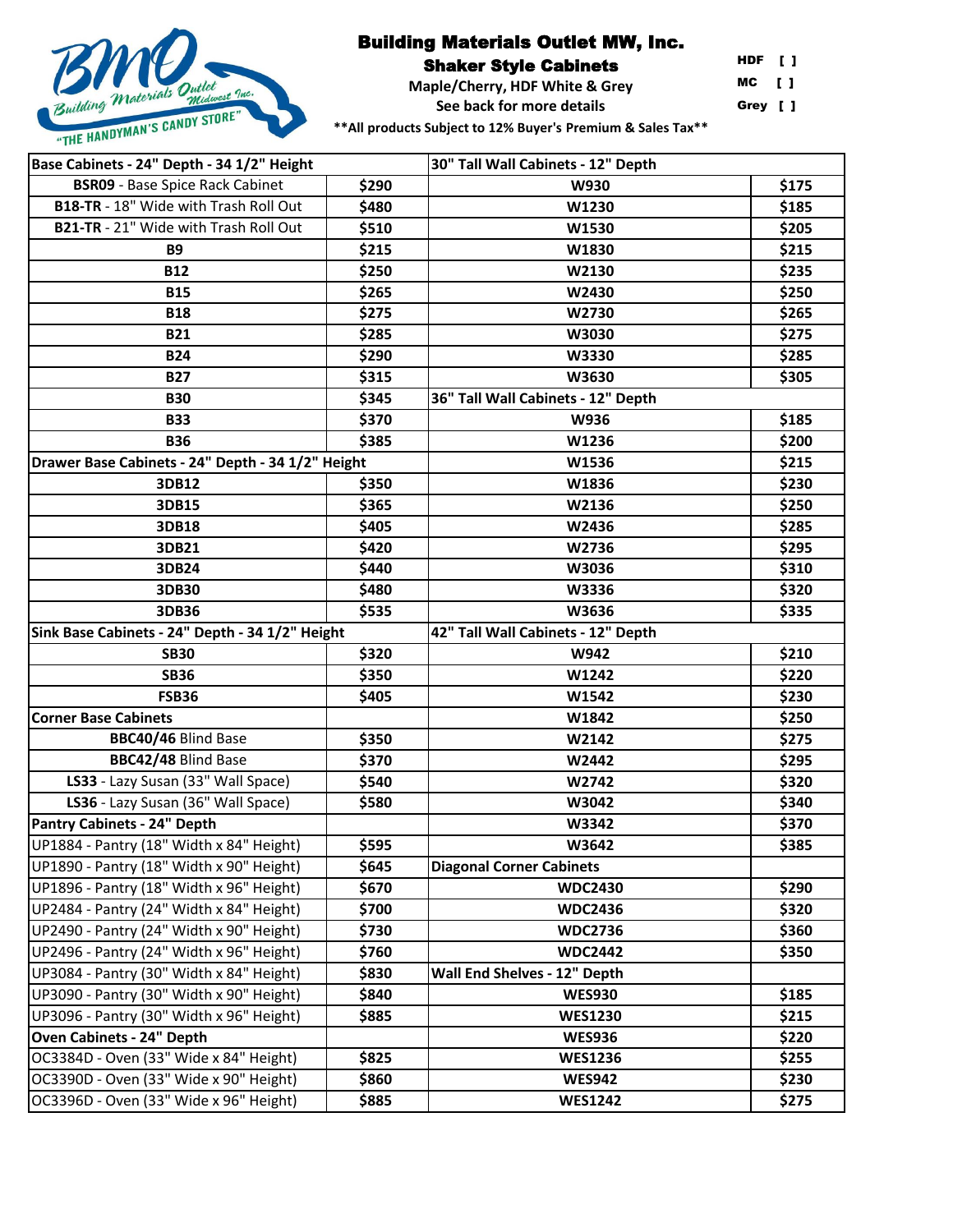# Building Materials Outlet MW, Inc.

## Shaker Style Cabinets

Maple/Cherry, HDF White & Grey

See back for more details

**All products Subject to 12% Buyer's Premium & Sales Tax**

HDF [ ]
MC [ ]
Grey [ ]

| | | | |
|---|---|---|---|
| **Base Cabinets - 24" Depth - 34 1/2" Height** | | **30" Tall Wall Cabinets - 12" Depth** | |
| **BSR09** - Base Spice Rack Cabinet | $290 | W930 | $175 |
| **B18-TR** - 18" Wide with Trash Roll Out | $480 | W1230 | $185 |
| **B21-TR** - 21" Wide with Trash Roll Out | $510 | W1530 | $205 |
| B9 | $215 | W1830 | $215 |
| B12 | $250 | W2130 | $235 |
| B15 | $265 | W2430 | $250 |
| B18 | $275 | W2730 | $265 |
| B21 | $285 | W3030 | $275 |
| B24 | $290 | W3330 | $285 |
| B27 | $315 | W3630 | $305 |
| B30 | $345 | **36" Tall Wall Cabinets - 12" Depth** | |
| B33 | $370 | W936 | $185 |
| B36 | $385 | W1236 | $200 |
| **Drawer Base Cabinets - 24" Depth - 34 1/2" Height** | | W1536 | $215 |
| 3DB12 | $350 | W1836 | $230 |
| 3DB15 | $365 | W2136 | $250 |
| 3DB18 | $405 | W2436 | $285 |
| 3DB21 | $420 | W2736 | $295 |
| 3DB24 | $440 | W3036 | $310 |
| 3DB30 | $480 | W3336 | $320 |
| 3DB36 | $535 | W3636 | $335 |
| **Sink Base Cabinets - 24" Depth - 34 1/2" Height** | | **42" Tall Wall Cabinets - 12" Depth** | |
| SB30 | $320 | W942 | $210 |
| SB36 | $350 | W1242 | $220 |
| FSB36 | $405 | W1542 | $230 |
| **Corner Base Cabinets** | | W1842 | $250 |
| **BBC40/46** Blind Base | $350 | W2142 | $275 |
| **BBC42/48** Blind Base | $370 | W2442 | $295 |
| **LS33** - Lazy Susan (33" Wall Space) | $540 | W2742 | $320 |
| **LS36** - Lazy Susan (36" Wall Space) | $580 | W3042 | $340 |
| **Pantry Cabinets - 24" Depth** | | W3342 | $370 |
| UP1884 - Pantry (18" Width x 84" Height) | $595 | W3642 | $385 |
| UP1890 - Pantry (18" Width x 90" Height) | $645 | **Diagonal Corner Cabinets** | |
| UP1896 - Pantry (18" Width x 96" Height) | $670 | WDC2430 | $290 |
| UP2484 - Pantry (24" Width x 84" Height) | $700 | WDC2436 | $320 |
| UP2490 - Pantry (24" Width x 90" Height) | $730 | WDC2736 | $360 |
| UP2496 - Pantry (24" Width x 96" Height) | $760 | WDC2442 | $350 |
| UP3084 - Pantry (30" Width x 84" Height) | $830 | **Wall End Shelves - 12" Depth** | |
| UP3090 - Pantry (30" Width x 90" Height) | $840 | WES930 | $185 |
| UP3096 - Pantry (30" Width x 96" Height) | $885 | WES1230 | $215 |
| **Oven Cabinets - 24" Depth** | | WES936 | $220 |
| OC3384D - Oven (33" Wide x 84" Height) | $825 | WES1236 | $255 |
| OC3390D - Oven (33" Wide x 90" Height) | $860 | WES942 | $230 |
| OC3396D - Oven (33" Wide x 96" Height) | $885 | WES1242 | $275 |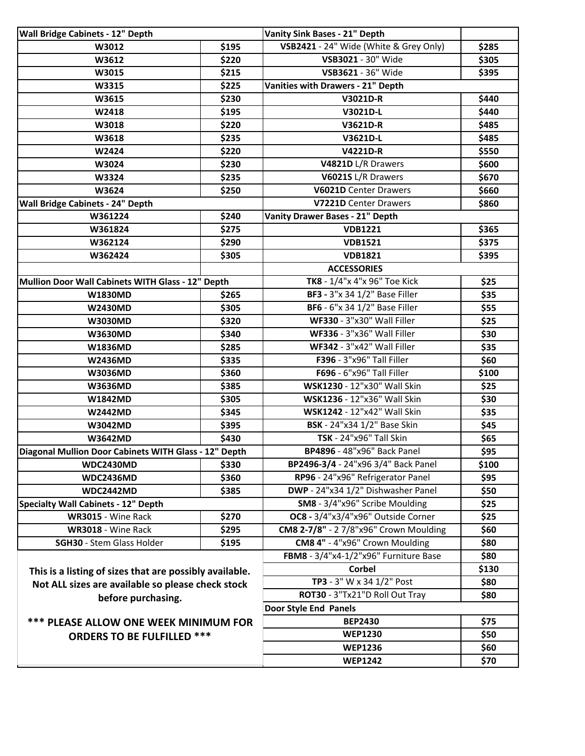| Wall Bridge Cabinets - 12" Depth | |
|---|---|
| W3012 | $195 |
| W3612 | $220 |
| W3015 | $215 |
| W3315 | $225 |
| W3615 | $230 |
| W2418 | $195 |
| W3018 | $220 |
| W3618 | $235 |
| W2424 | $220 |
| W3024 | $230 |
| W3324 | $235 |
| W3624 | $250 |
| **Wall Bridge Cabinets - 24" Depth** | |
| W361224 | $240 |
| W361824 | $275 |
| W362124 | $290 |
| W362424 | $305 |
| | |
| **Mullion Door Wall Cabinets WITH Glass - 12" Depth** | |
| W1830MD | $265 |
| W2430MD | $305 |
| W3030MD | $320 |
| W3630MD | $340 |
| W1836MD | $285 |
| W2436MD | $335 |
| W3036MD | $360 |
| W3636MD | $385 |
| W1842MD | $305 |
| W2442MD | $345 |
| W3042MD | $395 |
| W3642MD | $430 |
| **Diagonal Mullion Door Cabinets WITH Glass - 12" Depth** | |
| WDC2430MD | $330 |
| WDC2436MD | $360 |
| WDC2442MD | $385 |
| **Specialty Wall Cabinets - 12" Depth** | |
| **WR3015** - Wine Rack | $270 |
| **WR3018** - Wine Rack | $295 |
| **SGH30** - Stem Glass Holder | $195 |

**This is a listing of sizes that are possibly available. Not ALL sizes are available so please check stock before purchasing.**

**\*\*\* PLEASE ALLOW ONE WEEK MINIMUM FOR ORDERS TO BE FULFILLED \*\*\***

| Vanity Sink Bases - 21" Depth | |
|---|---|
| **VSB2421** - 24" Wide (White & Grey Only) | $285 |
| **VSB3021** - 30" Wide | $305 |
| **VSB3621** - 36" Wide | $395 |
| **Vanities with Drawers - 21" Depth** | |
| V3021D-R | $440 |
| V3021D-L | $440 |
| V3621D-R | $485 |
| V3621D-L | $485 |
| V4221D-R | $550 |
| **V4821D** L/R Drawers | $600 |
| **V6021S** L/R Drawers | $670 |
| **V6021D** Center Drawers | $660 |
| **V7221D** Center Drawers | $860 |
| **Vanity Drawer Bases - 21" Depth** | |
| VDB1221 | $365 |
| VDB1521 | $375 |
| VDB1821 | $395 |
| **ACCESSORIES** | |
| **TK8** - 1/4"x 4"x 96" Toe Kick | $25 |
| **BF3** - 3"x 34 1/2" Base Filler | $35 |
| **BF6** - 6"x 34 1/2" Base Filler | $55 |
| **WF330** - 3"x30" Wall Filler | $25 |
| **WF336** - 3"x36" Wall Filler | $30 |
| **WF342** - 3"x42" Wall Filler | $35 |
| **F396** - 3"x96" Tall Filler | $60 |
| **F696** - 6"x96" Tall Filler | $100 |
| **WSK1230** - 12"x30" Wall Skin | $25 |
| **WSK1236** - 12"x36" Wall Skin | $30 |
| **WSK1242** - 12"x42" Wall Skin | $35 |
| **BSK** - 24"x34 1/2" Base Skin | $45 |
| **TSK** - 24"x96" Tall Skin | $65 |
| **BP4896** - 48"x96" Back Panel | $95 |
| **BP2496-3/4** - 24"x96 3/4" Back Panel | $100 |
| **RP96** - 24"x96" Refrigerator Panel | $95 |
| **DWP** - 24"x34 1/2" Dishwasher Panel | $50 |
| **SM8** - 3/4"x96" Scribe Moulding | $25 |
| **OC8** - 3/4"x3/4"x96" Outside Corner | $25 |
| **CM8 2-7/8"** - 2 7/8"x96" Crown Moulding | $60 |
| **CM8 4"** - 4"x96" Crown Moulding | $80 |
| **FBM8** - 3/4"x4-1/2"x96" Furniture Base | $80 |
| **Corbel** | $130 |
| **TP3** - 3" W x 34 1/2" Post | $80 |
| **ROT30** - 3"Tx21"D Roll Out Tray | $80 |
| **Door Style End Panels** | |
| BEP2430 | $75 |
| WEP1230 | $50 |
| WEP1236 | $60 |
| WEP1242 | $70 |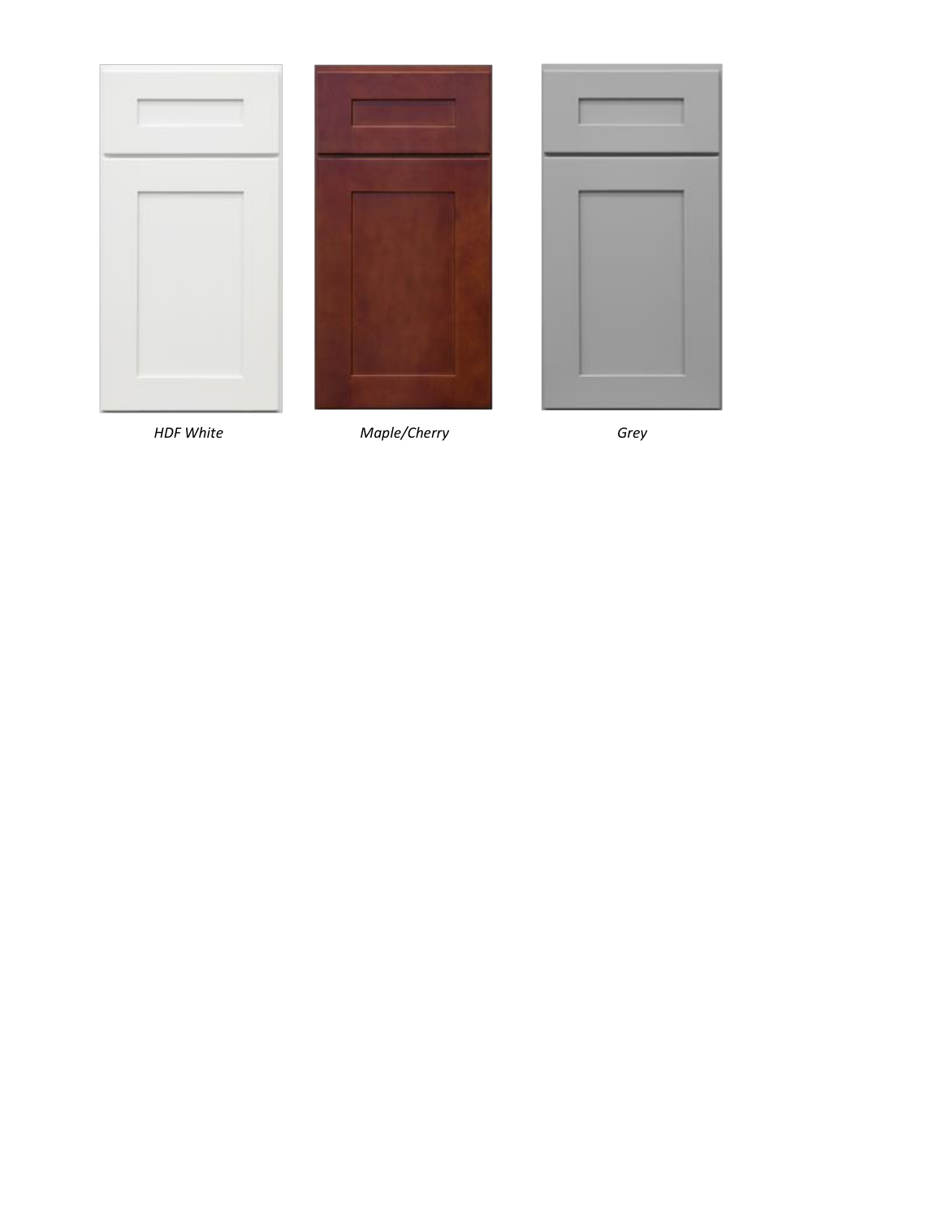*HDF White*

*Maple/Cherry*

*Grey*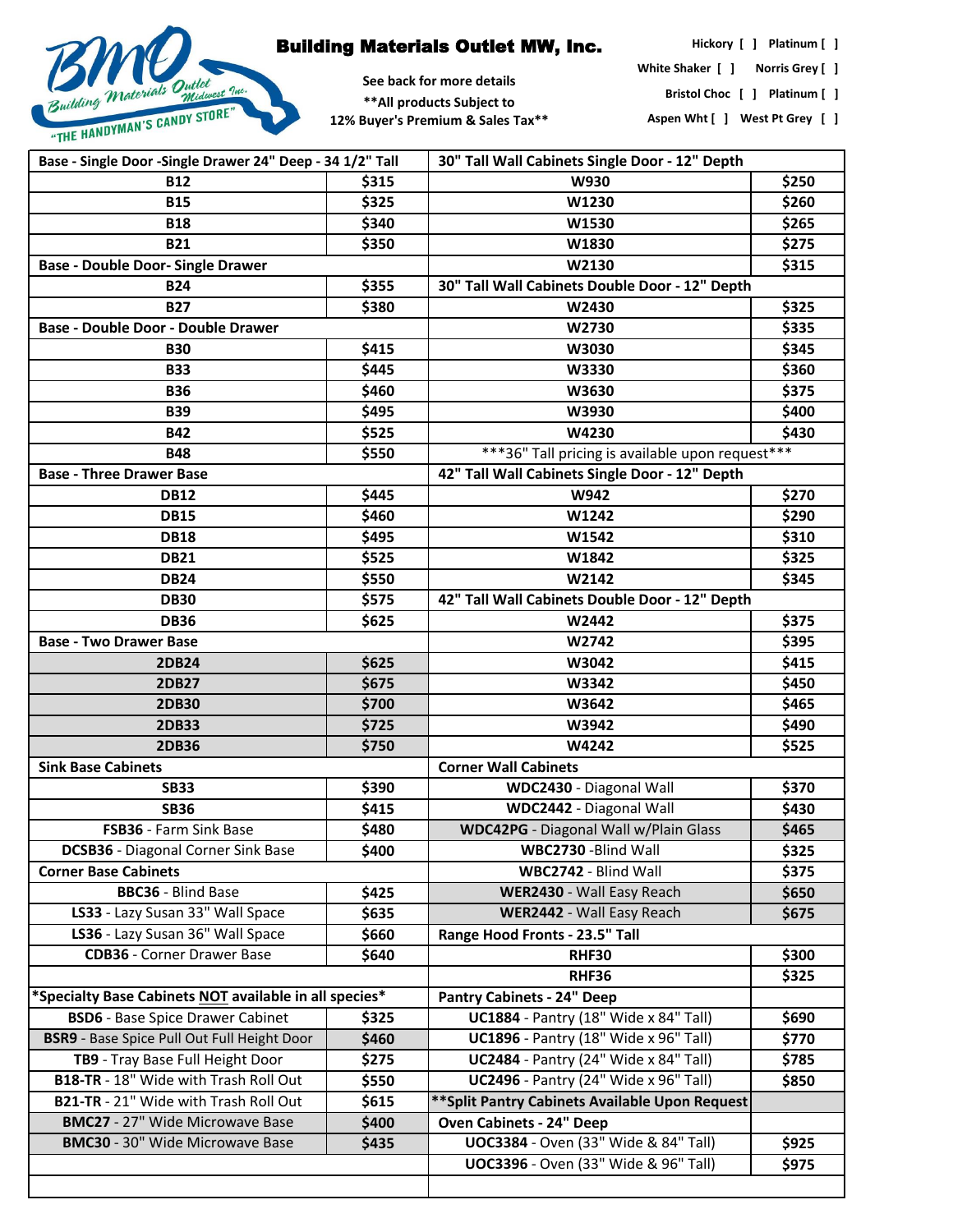# Building Materials Outlet MW, Inc.

BMO Building Materials Outlet Midwest Inc. "THE HANDYMAN'S CANDY STORE"

See back for more details

**All products Subject to 12% Buyer's Premium & Sales Tax**

Hickory [ ] Platinum [ ]

White Shaker [ ] Norris Grey [ ]

Bristol Choc [ ] Platinum [ ]

Aspen Wht [ ] West Pt Grey [ ]

| | | | |
|---|---|---|---|
| **Base - Single Door -Single Drawer 24" Deep - 34 1/2" Tall** | | **30" Tall Wall Cabinets Single Door - 12" Depth** | |
| **B12** | **$315** | **W930** | **$250** |
| **B15** | **$325** | **W1230** | **$260** |
| **B18** | **$340** | **W1530** | **$265** |
| **B21** | **$350** | **W1830** | **$275** |
| **Base - Double Door- Single Drawer** | | **W2130** | **$315** |
| **B24** | **$355** | **30" Tall Wall Cabinets Double Door - 12" Depth** | |
| **B27** | **$380** | **W2430** | **$325** |
| **Base - Double Door - Double Drawer** | | **W2730** | **$335** |
| **B30** | **$415** | **W3030** | **$345** |
| **B33** | **$445** | **W3330** | **$360** |
| **B36** | **$460** | **W3630** | **$375** |
| **B39** | **$495** | **W3930** | **$400** |
| **B42** | **$525** | **W4230** | **$430** |
| **B48** | **$550** | ***36" Tall pricing is available upon request*** | |
| **Base - Three Drawer Base** | | **42" Tall Wall Cabinets Single Door - 12" Depth** | |
| **DB12** | **$445** | **W942** | **$270** |
| **DB15** | **$460** | **W1242** | **$290** |
| **DB18** | **$495** | **W1542** | **$310** |
| **DB21** | **$525** | **W1842** | **$325** |
| **DB24** | **$550** | **W2142** | **$345** |
| **DB30** | **$575** | **42" Tall Wall Cabinets Double Door - 12" Depth** | |
| **DB36** | **$625** | **W2442** | **$375** |
| **Base - Two Drawer Base** | | **W2742** | **$395** |
| **2DB24** | **$625** | **W3042** | **$415** |
| **2DB27** | **$675** | **W3342** | **$450** |
| **2DB30** | **$700** | **W3642** | **$465** |
| **2DB33** | **$725** | **W3942** | **$490** |
| **2DB36** | **$750** | **W4242** | **$525** |
| **Sink Base Cabinets** | | **Corner Wall Cabinets** | |
| **SB33** | **$390** | **WDC2430** - Diagonal Wall | **$370** |
| **SB36** | **$415** | **WDC2442** - Diagonal Wall | **$430** |
| **FSB36** - Farm Sink Base | **$480** | **WDC42PG** - Diagonal Wall w/Plain Glass | **$465** |
| **DCSB36** - Diagonal Corner Sink Base | **$400** | **WBC2730** -Blind Wall | **$325** |
| **Corner Base Cabinets** | | **WBC2742** - Blind Wall | **$375** |
| **BBC36** - Blind Base | **$425** | **WER2430** - Wall Easy Reach | **$650** |
| **LS33** - Lazy Susan 33" Wall Space | **$635** | **WER2442** - Wall Easy Reach | **$675** |
| **LS36** - Lazy Susan 36" Wall Space | **$660** | **Range Hood Fronts - 23.5" Tall** | |
| **CDB36** - Corner Drawer Base | **$640** | **RHF30** | **$300** |
| | | **RHF36** | **$325** |
| ***Specialty Base Cabinets NOT available in all species*** | | **Pantry Cabinets - 24" Deep** | |
| **BSD6** - Base Spice Drawer Cabinet | **$325** | **UC1884** - Pantry (18" Wide x 84" Tall) | **$690** |
| **BSR9** - Base Spice Pull Out Full Height Door | **$460** | **UC1896** - Pantry (18" Wide x 96" Tall) | **$770** |
| **TB9** - Tray Base Full Height Door | **$275** | **UC2484** - Pantry (24" Wide x 84" Tall) | **$785** |
| **B18-TR** - 18" Wide with Trash Roll Out | **$550** | **UC2496** - Pantry (24" Wide x 96" Tall) | **$850** |
| **B21-TR** - 21" Wide with Trash Roll Out | **$615** | ****Split Pantry Cabinets Available Upon Request** | |
| **BMC27** - 27" Wide Microwave Base | **$400** | **Oven Cabinets - 24" Deep** | |
| **BMC30** - 30" Wide Microwave Base | **$435** | **UOC3384** - Oven (33" Wide & 84" Tall) | **$925** |
| | | **UOC3396** - Oven (33" Wide & 96" Tall) | **$975** |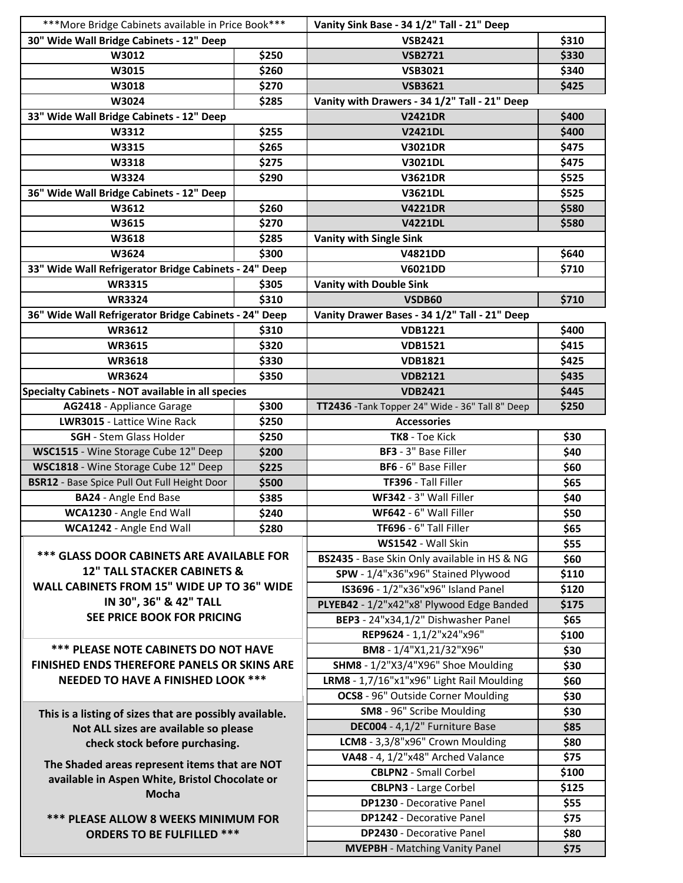| ***More Bridge Cabinets available in Price Book*** | |
|---|---|
| **30" Wide Wall Bridge Cabinets - 12" Deep** | |
| **W3012** | **$250** |
| **W3015** | **$260** |
| **W3018** | **$270** |
| **W3024** | **$285** |
| **33" Wide Wall Bridge Cabinets - 12" Deep** | |
| **W3312** | **$255** |
| **W3315** | **$265** |
| **W3318** | **$275** |
| **W3324** | **$290** |
| **36" Wide Wall Bridge Cabinets - 12" Deep** | |
| **W3612** | **$260** |
| **W3615** | **$270** |
| **W3618** | **$285** |
| **W3624** | **$300** |
| **33" Wide Wall Refrigerator Bridge Cabinets - 24" Deep** | |
| **WR3315** | **$305** |
| **WR3324** | **$310** |
| **36" Wide Wall Refrigerator Bridge Cabinets - 24" Deep** | |
| **WR3612** | **$310** |
| **WR3615** | **$320** |
| **WR3618** | **$330** |
| **WR3624** | **$350** |
| **Specialty Cabinets - NOT available in all species** | |
| **AG2418** - Appliance Garage | **$300** |
| **LWR3015** - Lattice Wine Rack | **$250** |
| **SGH** - Stem Glass Holder | **$250** |
| **WSC1515** - Wine Storage Cube 12" Deep | **$200** |
| **WSC1818** - Wine Storage Cube 12" Deep | **$225** |
| **BSR12** - Base Spice Pull Out Full Height Door | **$500** |
| **BA24** - Angle End Base | **$385** |
| **WCA1230** - Angle End Wall | **$240** |
| **WCA1242** - Angle End Wall | **$280** |

**\*\*\* GLASS DOOR CABINETS ARE AVAILABLE FOR 12" TALL STACKER CABINETS & WALL CABINETS FROM 15" WIDE UP TO 36" WIDE IN 30", 36" & 42" TALL SEE PRICE BOOK FOR PRICING**

**\*\*\* PLEASE NOTE CABINETS DO NOT HAVE FINISHED ENDS THEREFORE PANELS OR SKINS ARE NEEDED TO HAVE A FINISHED LOOK \*\*\***

**This is a listing of sizes that are possibly available. Not ALL sizes are available so please check stock before purchasing.**

**The Shaded areas represent items that are NOT available in Aspen White, Bristol Chocolate or Mocha**

**\*\*\* PLEASE ALLOW 8 WEEKS MINIMUM FOR ORDERS TO BE FULFILLED \*\*\***

| **Vanity Sink Base - 34 1/2" Tall - 21" Deep** | |
|---|---|
| **VSB2421** | **$310** |
| **VSB2721** | **$330** |
| **VSB3021** | **$340** |
| **VSB3621** | **$425** |
| **Vanity with Drawers - 34 1/2" Tall - 21" Deep** | |
| **V2421DR** | **$400** |
| **V2421DL** | **$400** |
| **V3021DR** | **$475** |
| **V3021DL** | **$475** |
| **V3621DR** | **$525** |
| **V3621DL** | **$525** |
| **V4221DR** | **$580** |
| **V4221DL** | **$580** |
| **Vanity with Single Sink** | |
| **V4821DD** | **$640** |
| **V6021DD** | **$710** |
| **Vanity with Double Sink** | |
| **VSDB60** | **$710** |
| **Vanity Drawer Bases - 34 1/2" Tall - 21" Deep** | |
| **VDB1221** | **$400** |
| **VDB1521** | **$415** |
| **VDB1821** | **$425** |
| **VDB2121** | **$435** |
| **VDB2421** | **$445** |
| **TT2436** -Tank Topper 24" Wide - 36" Tall 8" Deep | **$250** |
| **Accessories** | |
| **TK8** - Toe Kick | **$30** |
| **BF3** - 3" Base Filler | **$40** |
| **BF6** - 6" Base Filler | **$60** |
| **TF396** - Tall Filler | **$65** |
| **WF342** - 3" Wall Filler | **$40** |
| **WF642** - 6" Wall Filler | **$50** |
| **TF696** - 6" Tall Filler | **$65** |
| **WS1542** - Wall Skin | **$55** |
| **BS2435** - Base Skin Only available in HS & NG | **$60** |
| **SPW** - 1/4"x36"x96" Stained Plywood | **$110** |
| **IS3696** - 1/2"x36"x96" Island Panel | **$120** |
| **PLYEB42** - 1/2"x42"x8' Plywood Edge Banded | **$175** |
| **BEP3** - 24"x34,1/2" Dishwasher Panel | **$65** |
| **REP9624** - 1,1/2"x24"x96" | **$100** |
| **BM8** - 1/4"X1,21/32"X96" | **$30** |
| **SHM8** - 1/2"X3/4"X96" Shoe Moulding | **$30** |
| **LRM8** - 1,7/16"x1"x96" Light Rail Moulding | **$60** |
| **OCS8** - 96" Outside Corner Moulding | **$30** |
| **SM8** - 96" Scribe Moulding | **$30** |
| **DEC004** - 4,1/2" Furniture Base | **$85** |
| **LCM8** - 3,3/8"x96" Crown Moulding | **$80** |
| **VA48** - 4, 1/2"x48" Arched Valance | **$75** |
| **CBLPN2** - Small Corbel | **$100** |
| **CBLPN3** - Large Corbel | **$125** |
| **DP1230** - Decorative Panel | **$55** |
| **DP1242** - Decorative Panel | **$75** |
| **DP2430** - Decorative Panel | **$80** |
| **MVEPBH** - Matching Vanity Panel | **$75** |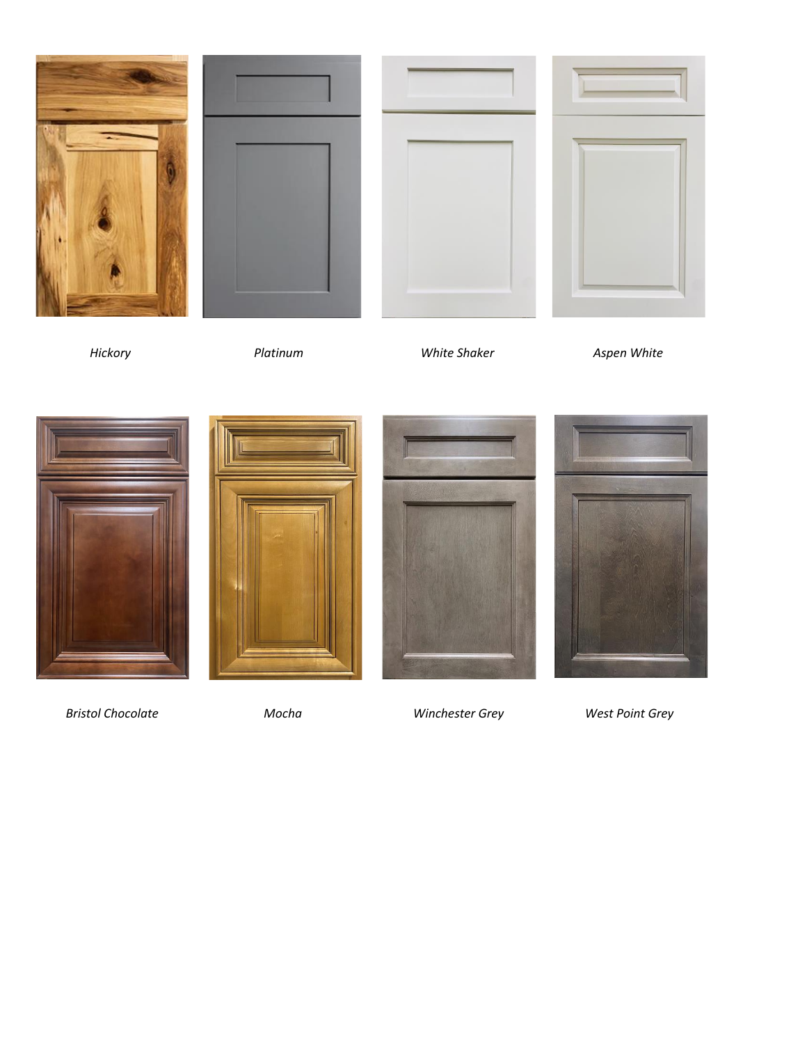*Hickory*

*Platinum*

*White Shaker*

*Aspen White*

*Bristol Chocolate*

*Mocha*

*Winchester Grey*

*West Point Grey*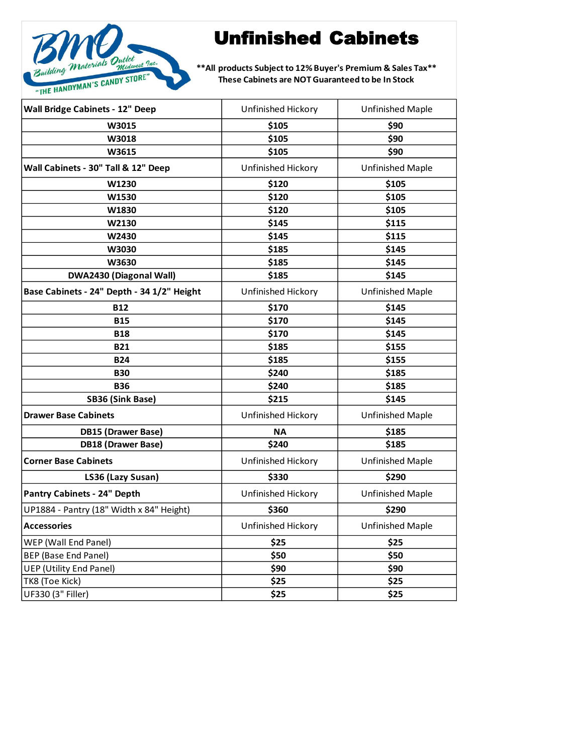# Unfinished Cabinets

**All products Subject to 12% Buyer's Premium & Sales Tax**
These Cabinets are NOT Guaranteed to be In Stock

| | | |
|---|---|---|
| **Wall Bridge Cabinets - 12" Deep** | Unfinished Hickory | Unfinished Maple |
| **W3015** | **$105** | **$90** |
| **W3018** | **$105** | **$90** |
| **W3615** | **$105** | **$90** |
| **Wall Cabinets - 30" Tall & 12" Deep** | Unfinished Hickory | Unfinished Maple |
| **W1230** | **$120** | **$105** |
| **W1530** | **$120** | **$105** |
| **W1830** | **$120** | **$105** |
| **W2130** | **$145** | **$115** |
| **W2430** | **$145** | **$115** |
| **W3030** | **$185** | **$145** |
| **W3630** | **$185** | **$145** |
| **DWA2430 (Diagonal Wall)** | **$185** | **$145** |
| **Base Cabinets - 24" Depth - 34 1/2" Height** | Unfinished Hickory | Unfinished Maple |
| **B12** | **$170** | **$145** |
| **B15** | **$170** | **$145** |
| **B18** | **$170** | **$145** |
| **B21** | **$185** | **$155** |
| **B24** | **$185** | **$155** |
| **B30** | **$240** | **$185** |
| **B36** | **$240** | **$185** |
| **SB36 (Sink Base)** | **$215** | **$145** |
| **Drawer Base Cabinets** | Unfinished Hickory | Unfinished Maple |
| **DB15 (Drawer Base)** | **NA** | **$185** |
| **DB18 (Drawer Base)** | **$240** | **$185** |
| **Corner Base Cabinets** | Unfinished Hickory | Unfinished Maple |
| **LS36 (Lazy Susan)** | **$330** | **$290** |
| **Pantry Cabinets - 24" Depth** | Unfinished Hickory | Unfinished Maple |
| UP1884 - Pantry (18" Width x 84" Height) | **$360** | **$290** |
| **Accessories** | Unfinished Hickory | Unfinished Maple |
| WEP (Wall End Panel) | **$25** | **$25** |
| BEP (Base End Panel) | **$50** | **$50** |
| UEP (Utility End Panel) | **$90** | **$90** |
| TK8 (Toe Kick) | **$25** | **$25** |
| UF330 (3" Filler) | **$25** | **$25** |